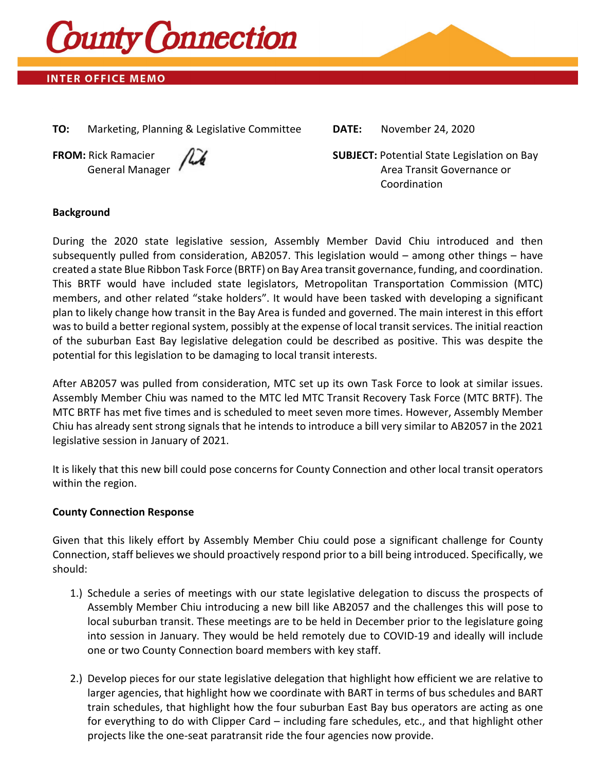# County Connection

**INTER OFFICE MEMO**

**TO:** Marketing, Planning & Legislative Committee

**DATE:** November 24, 2020

**FROM:** Rick Ramacier
General Manager

**SUBJECT:** Potential State Legislation on Bay Area Transit Governance or Coordination

**Background**

During the 2020 state legislative session, Assembly Member David Chiu introduced and then subsequently pulled from consideration, AB2057. This legislation would – among other things – have created a state Blue Ribbon Task Force (BRTF) on Bay Area transit governance, funding, and coordination. This BRTF would have included state legislators, Metropolitan Transportation Commission (MTC) members, and other related "stake holders". It would have been tasked with developing a significant plan to likely change how transit in the Bay Area is funded and governed. The main interest in this effort was to build a better regional system, possibly at the expense of local transit services. The initial reaction of the suburban East Bay legislative delegation could be described as positive. This was despite the potential for this legislation to be damaging to local transit interests.

After AB2057 was pulled from consideration, MTC set up its own Task Force to look at similar issues. Assembly Member Chiu was named to the MTC led MTC Transit Recovery Task Force (MTC BRTF). The MTC BRTF has met five times and is scheduled to meet seven more times. However, Assembly Member Chiu has already sent strong signals that he intends to introduce a bill very similar to AB2057 in the 2021 legislative session in January of 2021.

It is likely that this new bill could pose concerns for County Connection and other local transit operators within the region.

**County Connection Response**

Given that this likely effort by Assembly Member Chiu could pose a significant challenge for County Connection, staff believes we should proactively respond prior to a bill being introduced. Specifically, we should:

1.) Schedule a series of meetings with our state legislative delegation to discuss the prospects of Assembly Member Chiu introducing a new bill like AB2057 and the challenges this will pose to local suburban transit. These meetings are to be held in December prior to the legislature going into session in January. They would be held remotely due to COVID-19 and ideally will include one or two County Connection board members with key staff.

2.) Develop pieces for our state legislative delegation that highlight how efficient we are relative to larger agencies, that highlight how we coordinate with BART in terms of bus schedules and BART train schedules, that highlight how the four suburban East Bay bus operators are acting as one for everything to do with Clipper Card – including fare schedules, etc., and that highlight other projects like the one-seat paratransit ride the four agencies now provide.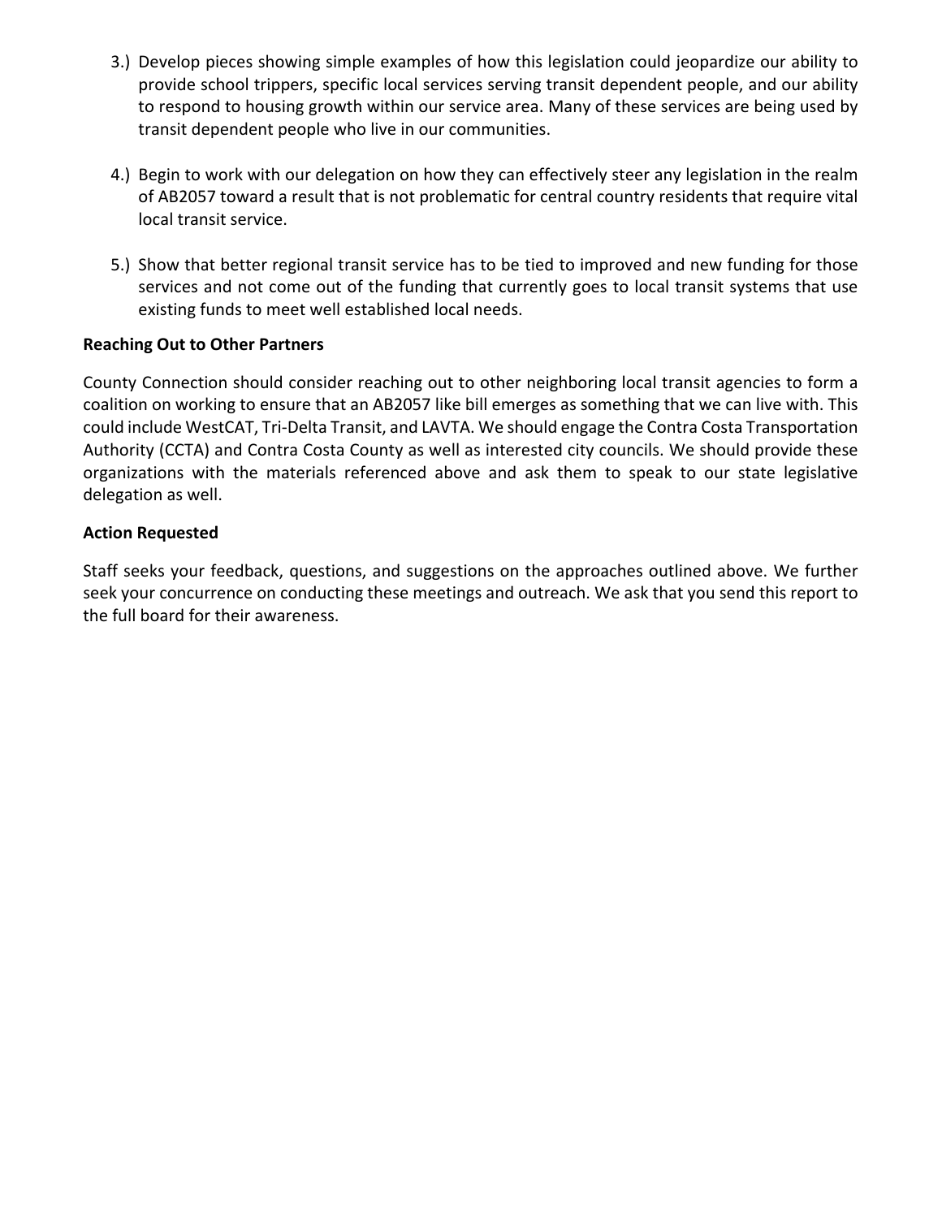3.) Develop pieces showing simple examples of how this legislation could jeopardize our ability to provide school trippers, specific local services serving transit dependent people, and our ability to respond to housing growth within our service area. Many of these services are being used by transit dependent people who live in our communities.

4.) Begin to work with our delegation on how they can effectively steer any legislation in the realm of AB2057 toward a result that is not problematic for central country residents that require vital local transit service.

5.) Show that better regional transit service has to be tied to improved and new funding for those services and not come out of the funding that currently goes to local transit systems that use existing funds to meet well established local needs.

**Reaching Out to Other Partners**

County Connection should consider reaching out to other neighboring local transit agencies to form a coalition on working to ensure that an AB2057 like bill emerges as something that we can live with. This could include WestCAT, Tri-Delta Transit, and LAVTA. We should engage the Contra Costa Transportation Authority (CCTA) and Contra Costa County as well as interested city councils. We should provide these organizations with the materials referenced above and ask them to speak to our state legislative delegation as well.

**Action Requested**

Staff seeks your feedback, questions, and suggestions on the approaches outlined above. We further seek your concurrence on conducting these meetings and outreach. We ask that you send this report to the full board for their awareness.